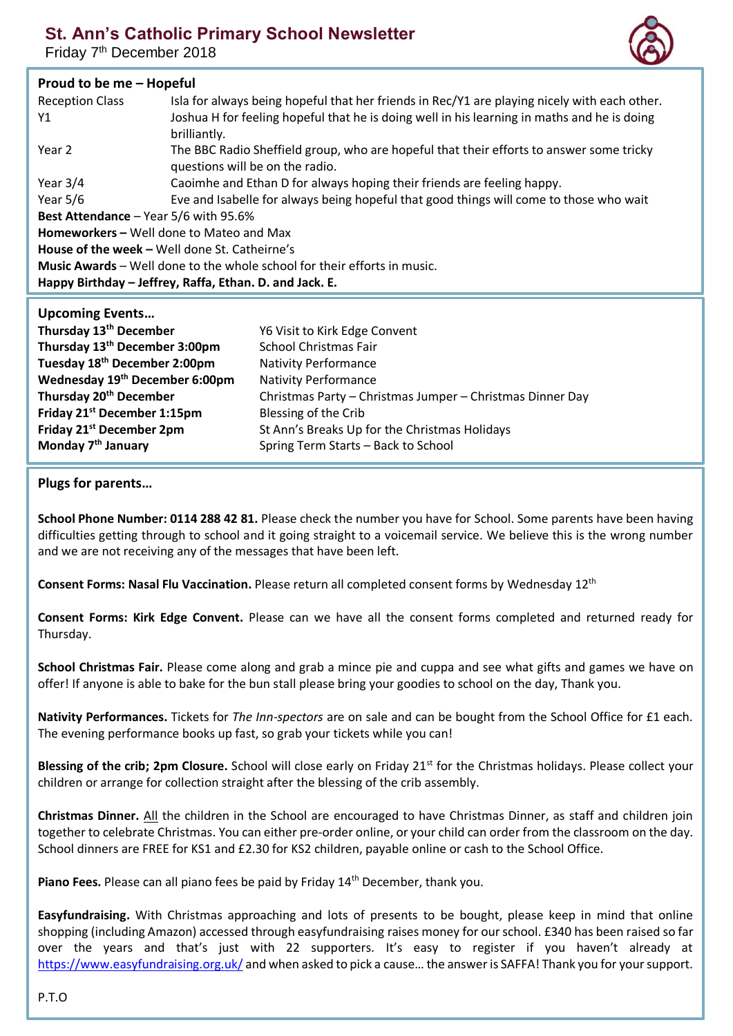# St. Ann's Catholic Primary School Newsletter

Friday 7th December 2018

## Proud to be me – Hopeful

| | |
|---|---|
| Reception Class | Isla for always being hopeful that her friends in Rec/Y1 are playing nicely with each other. |
| Y1 | Joshua H for feeling hopeful that he is doing well in his learning in maths and he is doing brilliantly. |
| Year 2 | The BBC Radio Sheffield group, who are hopeful that their efforts to answer some tricky questions will be on the radio. |
| Year 3/4 | Caoimhe and Ethan D for always hoping their friends are feeling happy. |
| Year 5/6 | Eve and Isabelle for always being hopeful that good things will come to those who wait |

**Best Attendance** – Year 5/6 with 95.6%

**Homeworkers –** Well done to Mateo and Max

**House of the week –** Well done St. Catheirne's

**Music Awards** – Well done to the whole school for their efforts in music.

**Happy Birthday – Jeffrey, Raffa, Ethan. D. and Jack. E.**

## Upcoming Events…

| | |
|---|---|
| **Thursday 13th December** | Y6 Visit to Kirk Edge Convent |
| **Thursday 13th December 3:00pm** | School Christmas Fair |
| **Tuesday 18th December 2:00pm** | Nativity Performance |
| **Wednesday 19th December 6:00pm** | Nativity Performance |
| **Thursday 20th December** | Christmas Party – Christmas Jumper – Christmas Dinner Day |
| **Friday 21st December 1:15pm** | Blessing of the Crib |
| **Friday 21st December 2pm** | St Ann's Breaks Up for the Christmas Holidays |
| **Monday 7th January** | Spring Term Starts – Back to School |

## Plugs for parents…

**School Phone Number: 0114 288 42 81.** Please check the number you have for School. Some parents have been having difficulties getting through to school and it going straight to a voicemail service. We believe this is the wrong number and we are not receiving any of the messages that have been left.

**Consent Forms: Nasal Flu Vaccination.** Please return all completed consent forms by Wednesday 12th

**Consent Forms: Kirk Edge Convent.** Please can we have all the consent forms completed and returned ready for Thursday.

**School Christmas Fair.** Please come along and grab a mince pie and cuppa and see what gifts and games we have on offer! If anyone is able to bake for the bun stall please bring your goodies to school on the day, Thank you.

**Nativity Performances.** Tickets for *The Inn-spectors* are on sale and can be bought from the School Office for £1 each. The evening performance books up fast, so grab your tickets while you can!

**Blessing of the crib; 2pm Closure.** School will close early on Friday 21st for the Christmas holidays. Please collect your children or arrange for collection straight after the blessing of the crib assembly.

**Christmas Dinner.** All the children in the School are encouraged to have Christmas Dinner, as staff and children join together to celebrate Christmas. You can either pre-order online, or your child can order from the classroom on the day. School dinners are FREE for KS1 and £2.30 for KS2 children, payable online or cash to the School Office.

**Piano Fees.** Please can all piano fees be paid by Friday 14th December, thank you.

**Easyfundraising.** With Christmas approaching and lots of presents to be bought, please keep in mind that online shopping (including Amazon) accessed through easyfundraising raises money for our school. £340 has been raised so far over the years and that's just with 22 supporters. It's easy to register if you haven't already at https://www.easyfundraising.org.uk/ and when asked to pick a cause… the answer is SAFFA! Thank you for your support.

P.T.O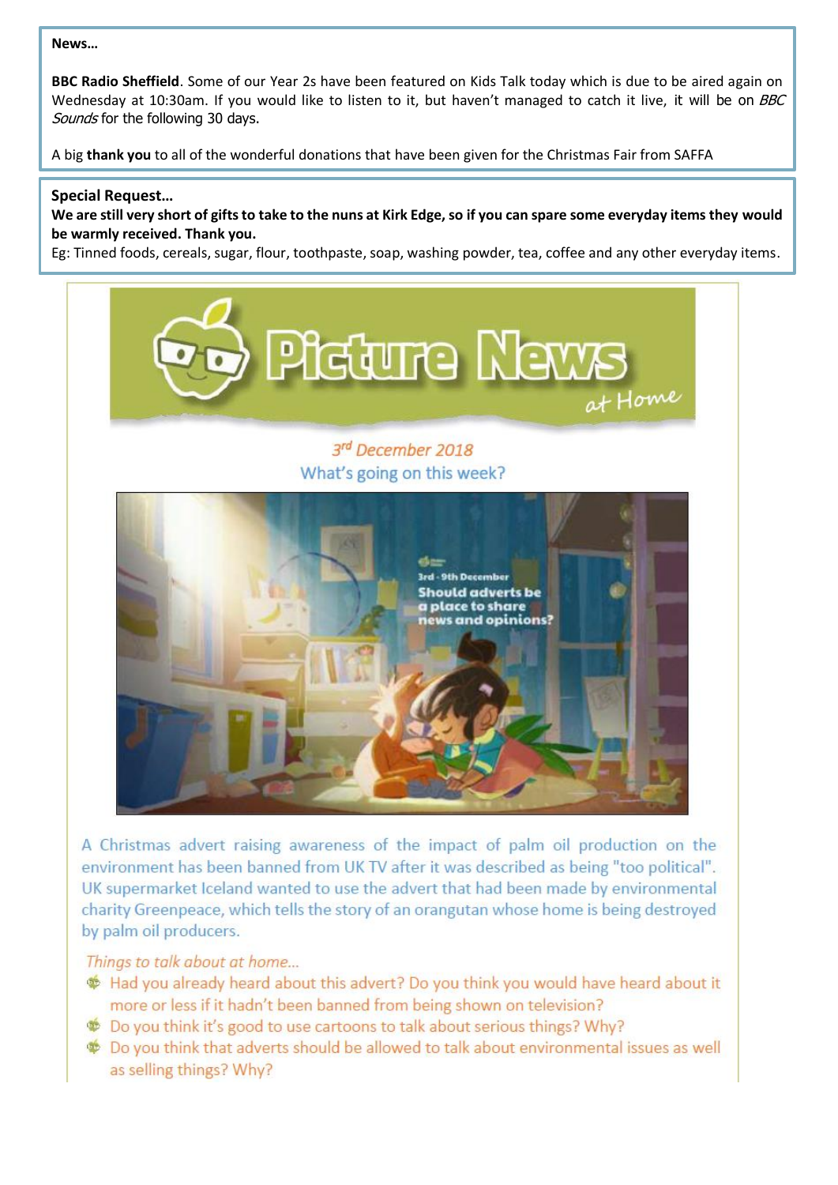**News…**

**BBC Radio Sheffield**. Some of our Year 2s have been featured on Kids Talk today which is due to be aired again on Wednesday at 10:30am. If you would like to listen to it, but haven't managed to catch it live, it will be on *BBC Sounds* for the following 30 days.

A big **thank you** to all of the wonderful donations that have been given for the Christmas Fair from SAFFA

**Special Request…**

**We are still very short of gifts to take to the nuns at Kirk Edge, so if you can spare some everyday items they would be warmly received. Thank you.**

Eg: Tinned foods, cereals, sugar, flour, toothpaste, soap, washing powder, tea, coffee and any other everyday items.

# Picture News *at Home*

*3rd December 2018*

What's going on this week?

A Christmas advert raising awareness of the impact of palm oil production on the environment has been banned from UK TV after it was described as being "too political". UK supermarket Iceland wanted to use the advert that had been made by environmental charity Greenpeace, which tells the story of an orangutan whose home is being destroyed by palm oil producers.

*Things to talk about at home…*

- Had you already heard about this advert? Do you think you would have heard about it more or less if it hadn't been banned from being shown on television?
- Do you think it's good to use cartoons to talk about serious things? Why?
- Do you think that adverts should be allowed to talk about environmental issues as well as selling things? Why?